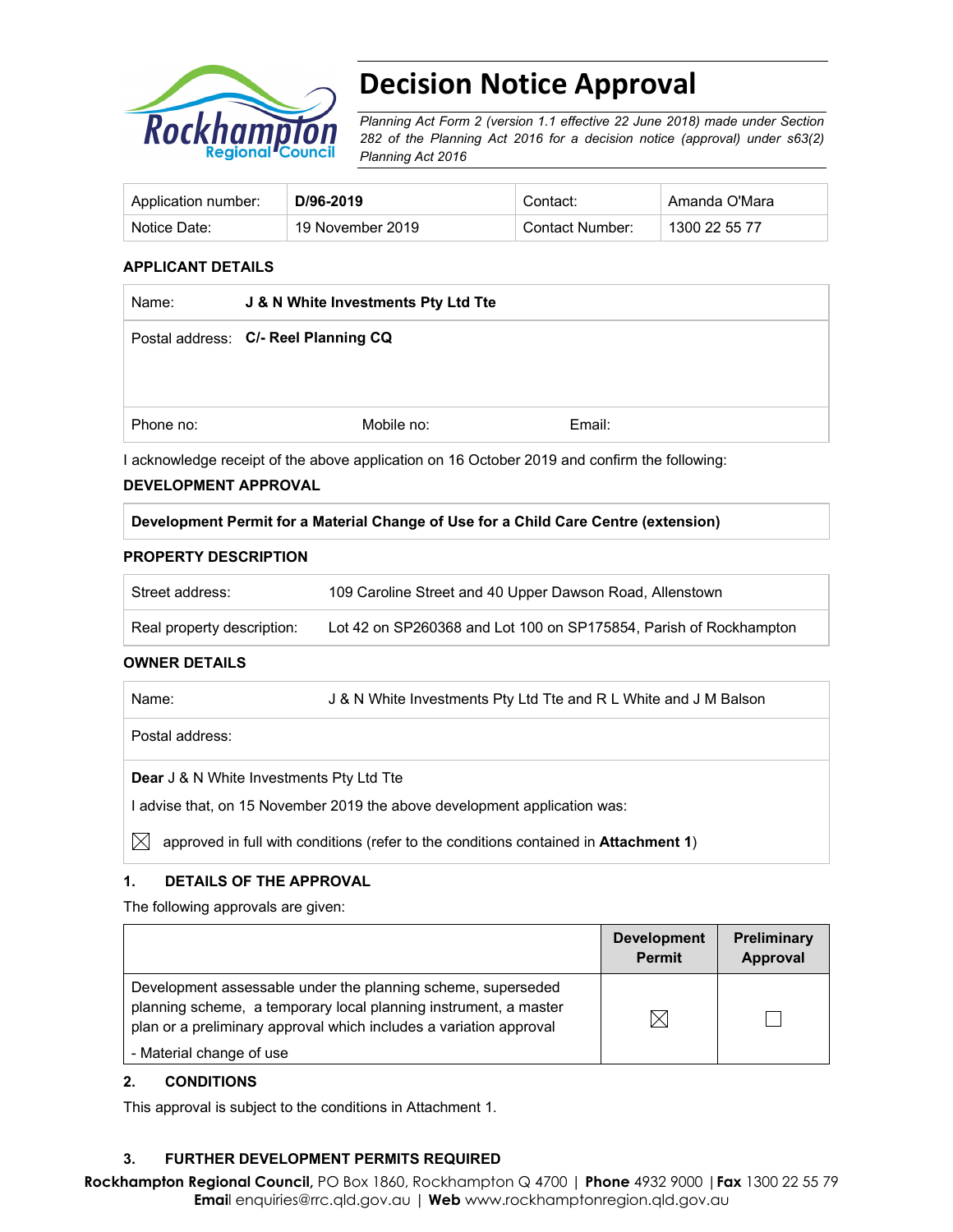# Decision Notice Approval

*Planning Act Form 2 (version 1.1 effective 22 June 2018) made under Section 282 of the Planning Act 2016 for a decision notice (approval) under s63(2) Planning Act 2016*

| Application number: | **D/96-2019** | Contact: | Amanda O'Mara |
|---|---|---|---|
| Notice Date: | 19 November 2019 | Contact Number: | 1300 22 55 77 |

## APPLICANT DETAILS

| | | |
|---|---|---|
| Name: **J & N White Investments Pty Ltd Tte** | | |
| Postal address: **C/- Reel Planning CQ** | | |
| Phone no: | Mobile no: | Email: |

I acknowledge receipt of the above application on 16 October 2019 and confirm the following:

## DEVELOPMENT APPROVAL

| **Development Permit for a Material Change of Use for a Child Care Centre (extension)** |
|---|

## PROPERTY DESCRIPTION

| | |
|---|---|
| Street address: | 109 Caroline Street and 40 Upper Dawson Road, Allenstown |
| Real property description: | Lot 42 on SP260368 and Lot 100 on SP175854, Parish of Rockhampton |

## OWNER DETAILS

| | |
|---|---|
| Name: | J & N White Investments Pty Ltd Tte and R L White and J M Balson |
| Postal address: | |

**Dear** J & N White Investments Pty Ltd Tte

I advise that, on 15 November 2019 the above development application was:

☒ approved in full with conditions (refer to the conditions contained in **Attachment 1**)

## 1. DETAILS OF THE APPROVAL

The following approvals are given:

| | Development Permit | Preliminary Approval |
|---|---|---|
| Development assessable under the planning scheme, superseded planning scheme, a temporary local planning instrument, a master plan or a preliminary approval which includes a variation approval<br>- Material change of use | ☒ | ☐ |

## 2. CONDITIONS

This approval is subject to the conditions in Attachment 1.

## 3. FURTHER DEVELOPMENT PERMITS REQUIRED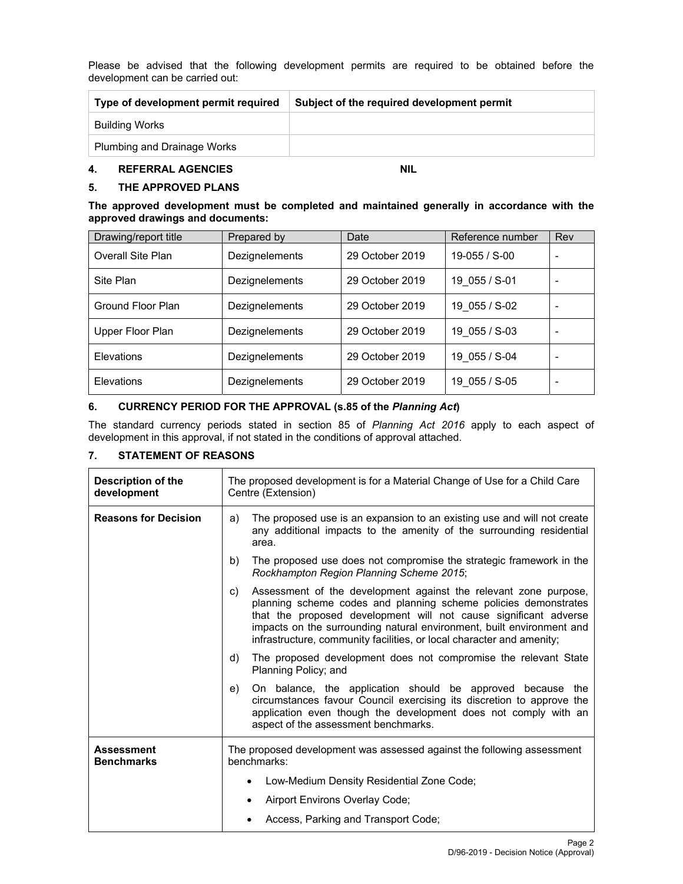Please be advised that the following development permits are required to be obtained before the development can be carried out:

| Type of development permit required | Subject of the required development permit |
|---|---|
| Building Works | |
| Plumbing and Drainage Works | |

## 4. REFERRAL AGENCIES NIL

## 5. THE APPROVED PLANS

**The approved development must be completed and maintained generally in accordance with the approved drawings and documents:**

| Drawing/report title | Prepared by | Date | Reference number | Rev |
|---|---|---|---|---|
| Overall Site Plan | Dezignelements | 29 October 2019 | 19-055 / S-00 | - |
| Site Plan | Dezignelements | 29 October 2019 | 19_055 / S-01 | - |
| Ground Floor Plan | Dezignelements | 29 October 2019 | 19_055 / S-02 | - |
| Upper Floor Plan | Dezignelements | 29 October 2019 | 19_055 / S-03 | - |
| Elevations | Dezignelements | 29 October 2019 | 19_055 / S-04 | - |
| Elevations | Dezignelements | 29 October 2019 | 19_055 / S-05 | - |

## 6. CURRENCY PERIOD FOR THE APPROVAL (s.85 of the *Planning Act*)

The standard currency periods stated in section 85 of *Planning Act 2016* apply to each aspect of development in this approval, if not stated in the conditions of approval attached.

## 7. STATEMENT OF REASONS

| | |
|---|---|
| **Description of the development** | The proposed development is for a Material Change of Use for a Child Care Centre (Extension) |
| **Reasons for Decision** | a) The proposed use is an expansion to an existing use and will not create any additional impacts to the amenity of the surrounding residential area.<br>b) The proposed use does not compromise the strategic framework in the *Rockhampton Region Planning Scheme 2015*;<br>c) Assessment of the development against the relevant zone purpose, planning scheme codes and planning scheme policies demonstrates that the proposed development will not cause significant adverse impacts on the surrounding natural environment, built environment and infrastructure, community facilities, or local character and amenity;<br>d) The proposed development does not compromise the relevant State Planning Policy; and<br>e) On balance, the application should be approved because the circumstances favour Council exercising its discretion to approve the application even though the development does not comply with an aspect of the assessment benchmarks. |
| **Assessment Benchmarks** | The proposed development was assessed against the following assessment benchmarks:<br>• Low-Medium Density Residential Zone Code;<br>• Airport Environs Overlay Code;<br>• Access, Parking and Transport Code; |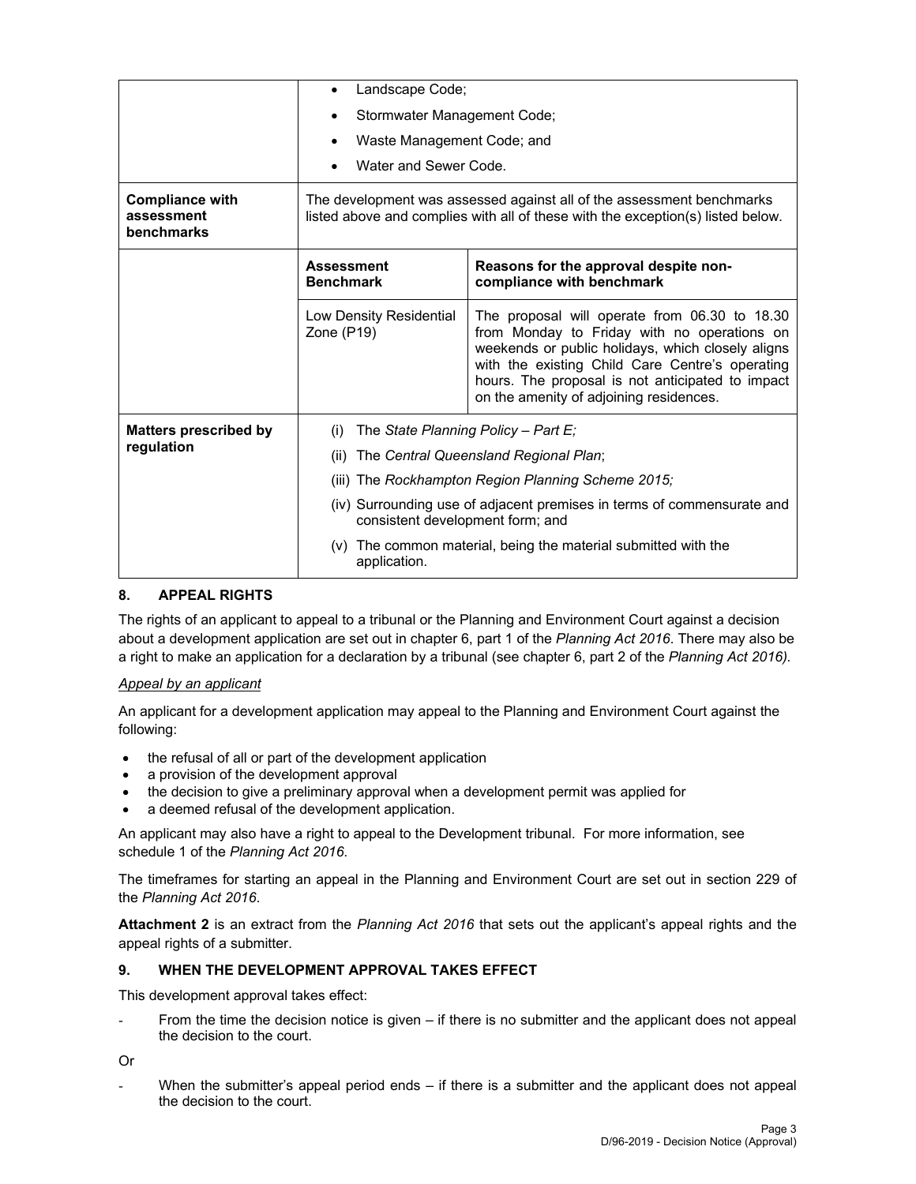| | |
|---|---|
| | • Landscape Code;<br>• Stormwater Management Code;<br>• Waste Management Code; and<br>• Water and Sewer Code. |
| **Compliance with assessment benchmarks** | The development was assessed against all of the assessment benchmarks listed above and complies with all of these with the exception(s) listed below. |

| | **Assessment Benchmark** | **Reasons for the approval despite non-compliance with benchmark** |
|---|---|---|
| | Low Density Residential Zone (P19) | The proposal will operate from 06.30 to 18.30 from Monday to Friday with no operations on weekends or public holidays, which closely aligns with the existing Child Care Centre's operating hours. The proposal is not anticipated to impact on the amenity of adjoining residences. |

| | |
|---|---|
| **Matters prescribed by regulation** | (i) The *State Planning Policy – Part E;*<br>(ii) The *Central Queensland Regional Plan*;<br>(iii) The *Rockhampton Region Planning Scheme 2015;*<br>(iv) Surrounding use of adjacent premises in terms of commensurate and consistent development form; and<br>(v) The common material, being the material submitted with the application. |

## 8. APPEAL RIGHTS

The rights of an applicant to appeal to a tribunal or the Planning and Environment Court against a decision about a development application are set out in chapter 6, part 1 of the *Planning Act 2016*. There may also be a right to make an application for a declaration by a tribunal (see chapter 6, part 2 of the *Planning Act 2016).*

*Appeal by an applicant*

An applicant for a development application may appeal to the Planning and Environment Court against the following:

- the refusal of all or part of the development application
- a provision of the development approval
- the decision to give a preliminary approval when a development permit was applied for
- a deemed refusal of the development application.

An applicant may also have a right to appeal to the Development tribunal. For more information, see schedule 1 of the *Planning Act 2016*.

The timeframes for starting an appeal in the Planning and Environment Court are set out in section 229 of the *Planning Act 2016*.

**Attachment 2** is an extract from the *Planning Act 2016* that sets out the applicant's appeal rights and the appeal rights of a submitter.

## 9. WHEN THE DEVELOPMENT APPROVAL TAKES EFFECT

This development approval takes effect:

- From the time the decision notice is given – if there is no submitter and the applicant does not appeal the decision to the court.

Or

- When the submitter's appeal period ends – if there is a submitter and the applicant does not appeal the decision to the court.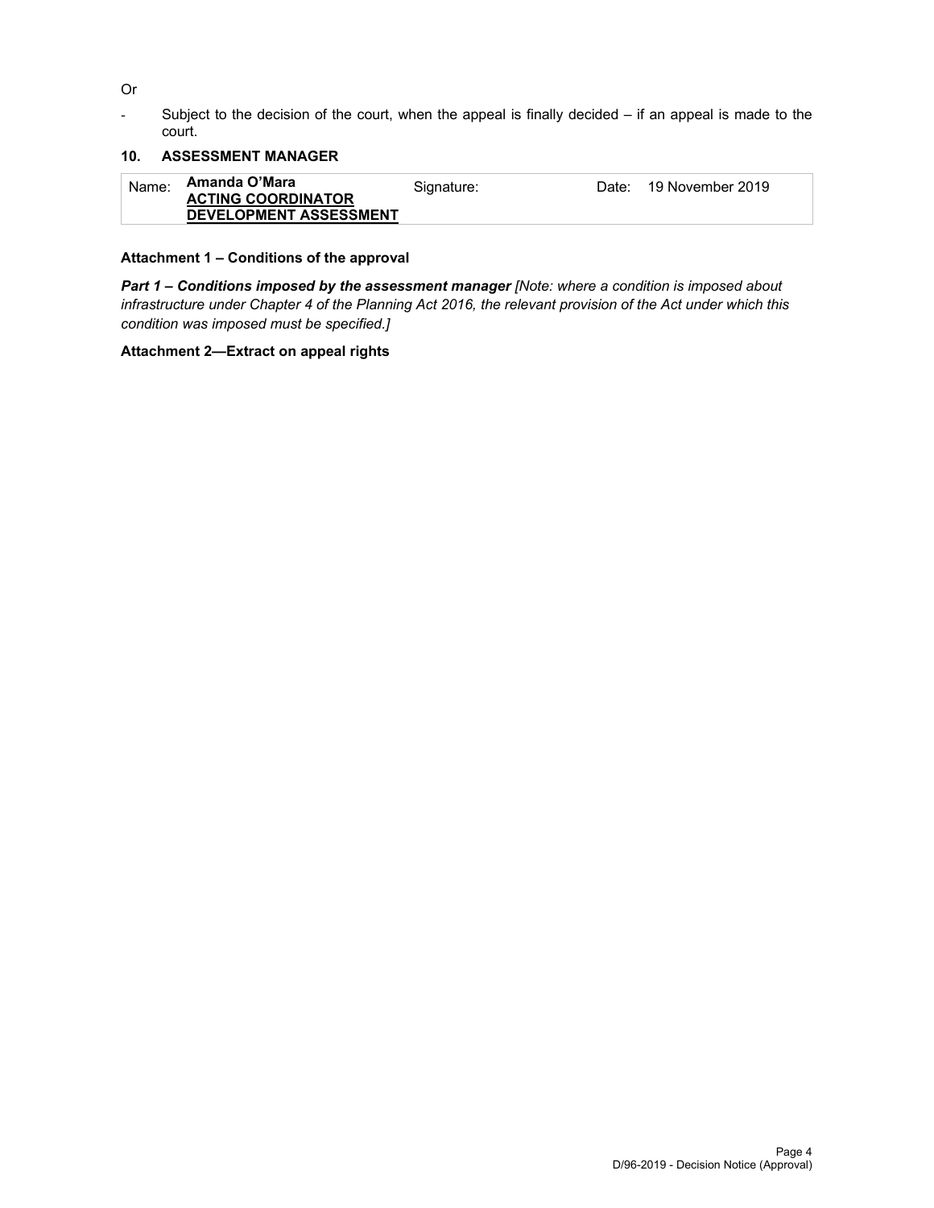Or

- Subject to the decision of the court, when the appeal is finally decided – if an appeal is made to the court.

### 10. ASSESSMENT MANAGER

| Name: | **Amanda O'Mara** **ACTING COORDINATOR DEVELOPMENT ASSESSMENT** | Signature: | | Date: | 19 November 2019 |
|---|---|---|---|---|---|

**Attachment 1 – Conditions of the approval**

***Part 1 – Conditions imposed by the assessment manager*** *[Note: where a condition is imposed about infrastructure under Chapter 4 of the Planning Act 2016, the relevant provision of the Act under which this condition was imposed must be specified.]*

**Attachment 2—Extract on appeal rights**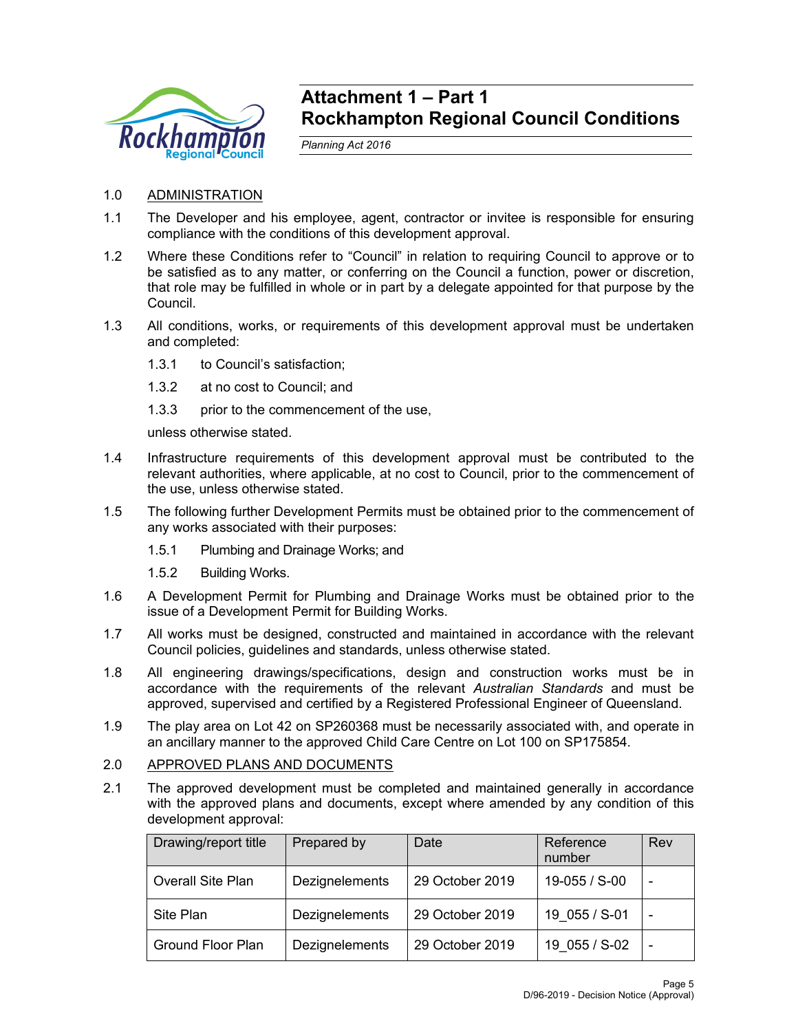# Attachment 1 – Part 1
# Rockhampton Regional Council Conditions

*Planning Act 2016*

1.0 ADMINISTRATION

1.1 The Developer and his employee, agent, contractor or invitee is responsible for ensuring compliance with the conditions of this development approval.

1.2 Where these Conditions refer to "Council" in relation to requiring Council to approve or to be satisfied as to any matter, or conferring on the Council a function, power or discretion, that role may be fulfilled in whole or in part by a delegate appointed for that purpose by the Council.

1.3 All conditions, works, or requirements of this development approval must be undertaken and completed:

1.3.1 to Council's satisfaction;

1.3.2 at no cost to Council; and

1.3.3 prior to the commencement of the use,

unless otherwise stated.

1.4 Infrastructure requirements of this development approval must be contributed to the relevant authorities, where applicable, at no cost to Council, prior to the commencement of the use, unless otherwise stated.

1.5 The following further Development Permits must be obtained prior to the commencement of any works associated with their purposes:

1.5.1 Plumbing and Drainage Works; and

1.5.2 Building Works.

1.6 A Development Permit for Plumbing and Drainage Works must be obtained prior to the issue of a Development Permit for Building Works.

1.7 All works must be designed, constructed and maintained in accordance with the relevant Council policies, guidelines and standards, unless otherwise stated.

1.8 All engineering drawings/specifications, design and construction works must be in accordance with the requirements of the relevant *Australian Standards* and must be approved, supervised and certified by a Registered Professional Engineer of Queensland.

1.9 The play area on Lot 42 on SP260368 must be necessarily associated with, and operate in an ancillary manner to the approved Child Care Centre on Lot 100 on SP175854.

2.0 APPROVED PLANS AND DOCUMENTS

2.1 The approved development must be completed and maintained generally in accordance with the approved plans and documents, except where amended by any condition of this development approval:

| Drawing/report title | Prepared by | Date | Reference number | Rev |
|---|---|---|---|---|
| Overall Site Plan | Dezignelements | 29 October 2019 | 19-055 / S-00 | - |
| Site Plan | Dezignelements | 29 October 2019 | 19_055 / S-01 | - |
| Ground Floor Plan | Dezignelements | 29 October 2019 | 19_055 / S-02 | - |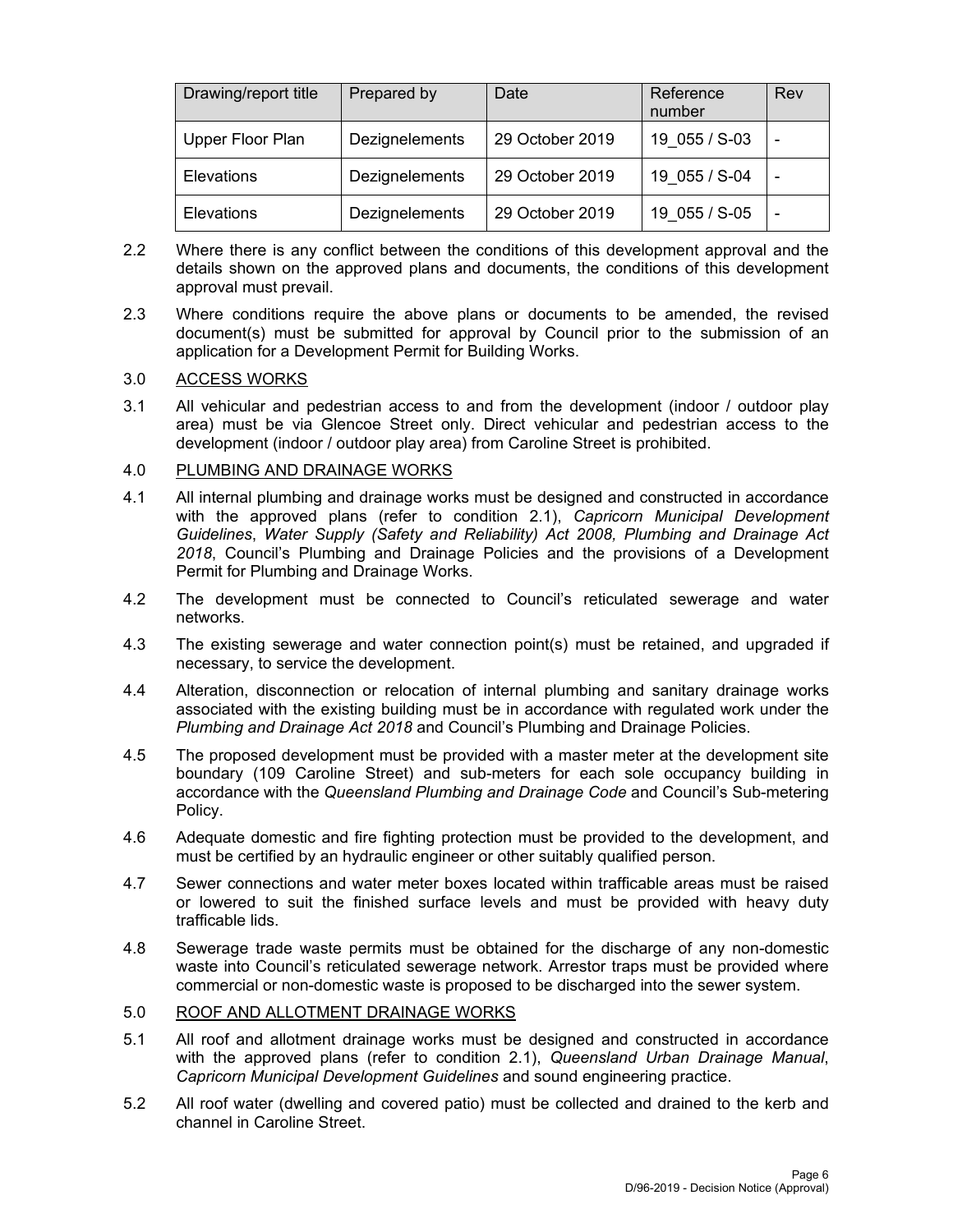| Drawing/report title | Prepared by | Date | Reference number | Rev |
|---|---|---|---|---|
| Upper Floor Plan | Dezignelements | 29 October 2019 | 19_055 / S-03 | - |
| Elevations | Dezignelements | 29 October 2019 | 19_055 / S-04 | - |
| Elevations | Dezignelements | 29 October 2019 | 19_055 / S-05 | - |

2.2 Where there is any conflict between the conditions of this development approval and the details shown on the approved plans and documents, the conditions of this development approval must prevail.

2.3 Where conditions require the above plans or documents to be amended, the revised document(s) must be submitted for approval by Council prior to the submission of an application for a Development Permit for Building Works.

3.0 ACCESS WORKS

3.1 All vehicular and pedestrian access to and from the development (indoor / outdoor play area) must be via Glencoe Street only. Direct vehicular and pedestrian access to the development (indoor / outdoor play area) from Caroline Street is prohibited.

4.0 PLUMBING AND DRAINAGE WORKS

4.1 All internal plumbing and drainage works must be designed and constructed in accordance with the approved plans (refer to condition 2.1), *Capricorn Municipal Development Guidelines*, *Water Supply (Safety and Reliability) Act 2008, Plumbing and Drainage Act 2018*, Council's Plumbing and Drainage Policies and the provisions of a Development Permit for Plumbing and Drainage Works.

4.2 The development must be connected to Council's reticulated sewerage and water networks.

4.3 The existing sewerage and water connection point(s) must be retained, and upgraded if necessary, to service the development.

4.4 Alteration, disconnection or relocation of internal plumbing and sanitary drainage works associated with the existing building must be in accordance with regulated work under the *Plumbing and Drainage Act 2018* and Council's Plumbing and Drainage Policies.

4.5 The proposed development must be provided with a master meter at the development site boundary (109 Caroline Street) and sub-meters for each sole occupancy building in accordance with the *Queensland Plumbing and Drainage Code* and Council's Sub-metering Policy.

4.6 Adequate domestic and fire fighting protection must be provided to the development, and must be certified by an hydraulic engineer or other suitably qualified person.

4.7 Sewer connections and water meter boxes located within trafficable areas must be raised or lowered to suit the finished surface levels and must be provided with heavy duty trafficable lids.

4.8 Sewerage trade waste permits must be obtained for the discharge of any non-domestic waste into Council's reticulated sewerage network. Arrestor traps must be provided where commercial or non-domestic waste is proposed to be discharged into the sewer system.

5.0 ROOF AND ALLOTMENT DRAINAGE WORKS

5.1 All roof and allotment drainage works must be designed and constructed in accordance with the approved plans (refer to condition 2.1), *Queensland Urban Drainage Manual*, *Capricorn Municipal Development Guidelines* and sound engineering practice.

5.2 All roof water (dwelling and covered patio) must be collected and drained to the kerb and channel in Caroline Street.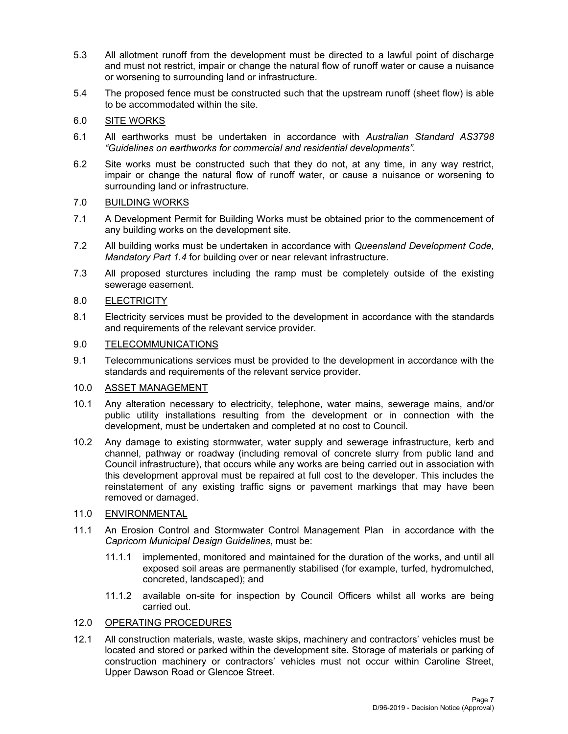5.3 All allotment runoff from the development must be directed to a lawful point of discharge and must not restrict, impair or change the natural flow of runoff water or cause a nuisance or worsening to surrounding land or infrastructure.

5.4 The proposed fence must be constructed such that the upstream runoff (sheet flow) is able to be accommodated within the site.

6.0 SITE WORKS

6.1 All earthworks must be undertaken in accordance with *Australian Standard AS3798 "Guidelines on earthworks for commercial and residential developments".*

6.2 Site works must be constructed such that they do not, at any time, in any way restrict, impair or change the natural flow of runoff water, or cause a nuisance or worsening to surrounding land or infrastructure.

7.0 BUILDING WORKS

7.1 A Development Permit for Building Works must be obtained prior to the commencement of any building works on the development site.

7.2 All building works must be undertaken in accordance with *Queensland Development Code, Mandatory Part 1.4* for building over or near relevant infrastructure.

7.3 All proposed sturctures including the ramp must be completely outside of the existing sewerage easement.

8.0 ELECTRICITY

8.1 Electricity services must be provided to the development in accordance with the standards and requirements of the relevant service provider.

9.0 TELECOMMUNICATIONS

9.1 Telecommunications services must be provided to the development in accordance with the standards and requirements of the relevant service provider.

10.0 ASSET MANAGEMENT

10.1 Any alteration necessary to electricity, telephone, water mains, sewerage mains, and/or public utility installations resulting from the development or in connection with the development, must be undertaken and completed at no cost to Council.

10.2 Any damage to existing stormwater, water supply and sewerage infrastructure, kerb and channel, pathway or roadway (including removal of concrete slurry from public land and Council infrastructure), that occurs while any works are being carried out in association with this development approval must be repaired at full cost to the developer. This includes the reinstatement of any existing traffic signs or pavement markings that may have been removed or damaged.

11.0 ENVIRONMENTAL

11.1 An Erosion Control and Stormwater Control Management Plan in accordance with the *Capricorn Municipal Design Guidelines*, must be:

11.1.1 implemented, monitored and maintained for the duration of the works, and until all exposed soil areas are permanently stabilised (for example, turfed, hydromulched, concreted, landscaped); and

11.1.2 available on-site for inspection by Council Officers whilst all works are being carried out.

12.0 OPERATING PROCEDURES

12.1 All construction materials, waste, waste skips, machinery and contractors' vehicles must be located and stored or parked within the development site. Storage of materials or parking of construction machinery or contractors' vehicles must not occur within Caroline Street, Upper Dawson Road or Glencoe Street.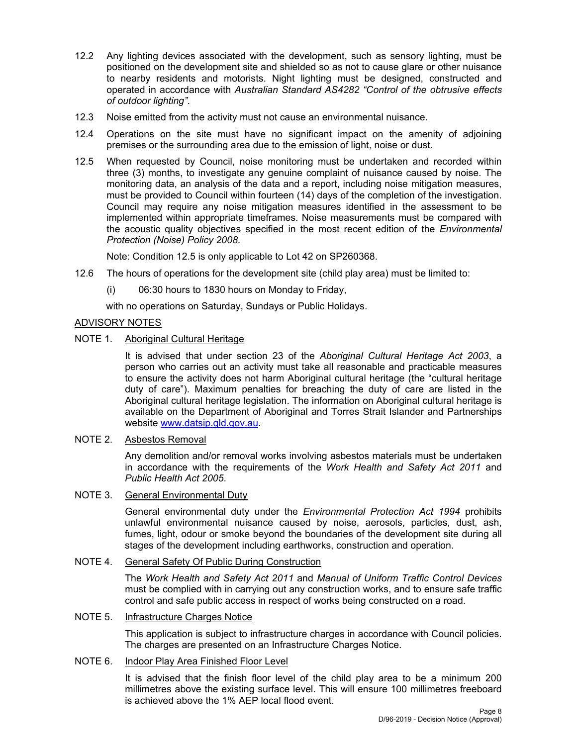12.2 Any lighting devices associated with the development, such as sensory lighting, must be positioned on the development site and shielded so as not to cause glare or other nuisance to nearby residents and motorists. Night lighting must be designed, constructed and operated in accordance with *Australian Standard AS4282 "Control of the obtrusive effects of outdoor lighting"*.

12.3 Noise emitted from the activity must not cause an environmental nuisance.

12.4 Operations on the site must have no significant impact on the amenity of adjoining premises or the surrounding area due to the emission of light, noise or dust.

12.5 When requested by Council, noise monitoring must be undertaken and recorded within three (3) months, to investigate any genuine complaint of nuisance caused by noise. The monitoring data, an analysis of the data and a report, including noise mitigation measures, must be provided to Council within fourteen (14) days of the completion of the investigation. Council may require any noise mitigation measures identified in the assessment to be implemented within appropriate timeframes. Noise measurements must be compared with the acoustic quality objectives specified in the most recent edition of the *Environmental Protection (Noise) Policy 2008*.

Note: Condition 12.5 is only applicable to Lot 42 on SP260368.

12.6 The hours of operations for the development site (child play area) must be limited to:

(i) 06:30 hours to 1830 hours on Monday to Friday,

with no operations on Saturday, Sundays or Public Holidays.

ADVISORY NOTES

NOTE 1. Aboriginal Cultural Heritage

It is advised that under section 23 of the *Aboriginal Cultural Heritage Act 2003*, a person who carries out an activity must take all reasonable and practicable measures to ensure the activity does not harm Aboriginal cultural heritage (the "cultural heritage duty of care"). Maximum penalties for breaching the duty of care are listed in the Aboriginal cultural heritage legislation. The information on Aboriginal cultural heritage is available on the Department of Aboriginal and Torres Strait Islander and Partnerships website www.datsip.qld.gov.au.

NOTE 2. Asbestos Removal

Any demolition and/or removal works involving asbestos materials must be undertaken in accordance with the requirements of the *Work Health and Safety Act 2011* and *Public Health Act 2005*.

NOTE 3. General Environmental Duty

General environmental duty under the *Environmental Protection Act 1994* prohibits unlawful environmental nuisance caused by noise, aerosols, particles, dust, ash, fumes, light, odour or smoke beyond the boundaries of the development site during all stages of the development including earthworks, construction and operation.

NOTE 4. General Safety Of Public During Construction

The *Work Health and Safety Act 2011* and *Manual of Uniform Traffic Control Devices* must be complied with in carrying out any construction works, and to ensure safe traffic control and safe public access in respect of works being constructed on a road.

NOTE 5. Infrastructure Charges Notice

This application is subject to infrastructure charges in accordance with Council policies. The charges are presented on an Infrastructure Charges Notice.

NOTE 6. Indoor Play Area Finished Floor Level

It is advised that the finish floor level of the child play area to be a minimum 200 millimetres above the existing surface level. This will ensure 100 millimetres freeboard is achieved above the 1% AEP local flood event.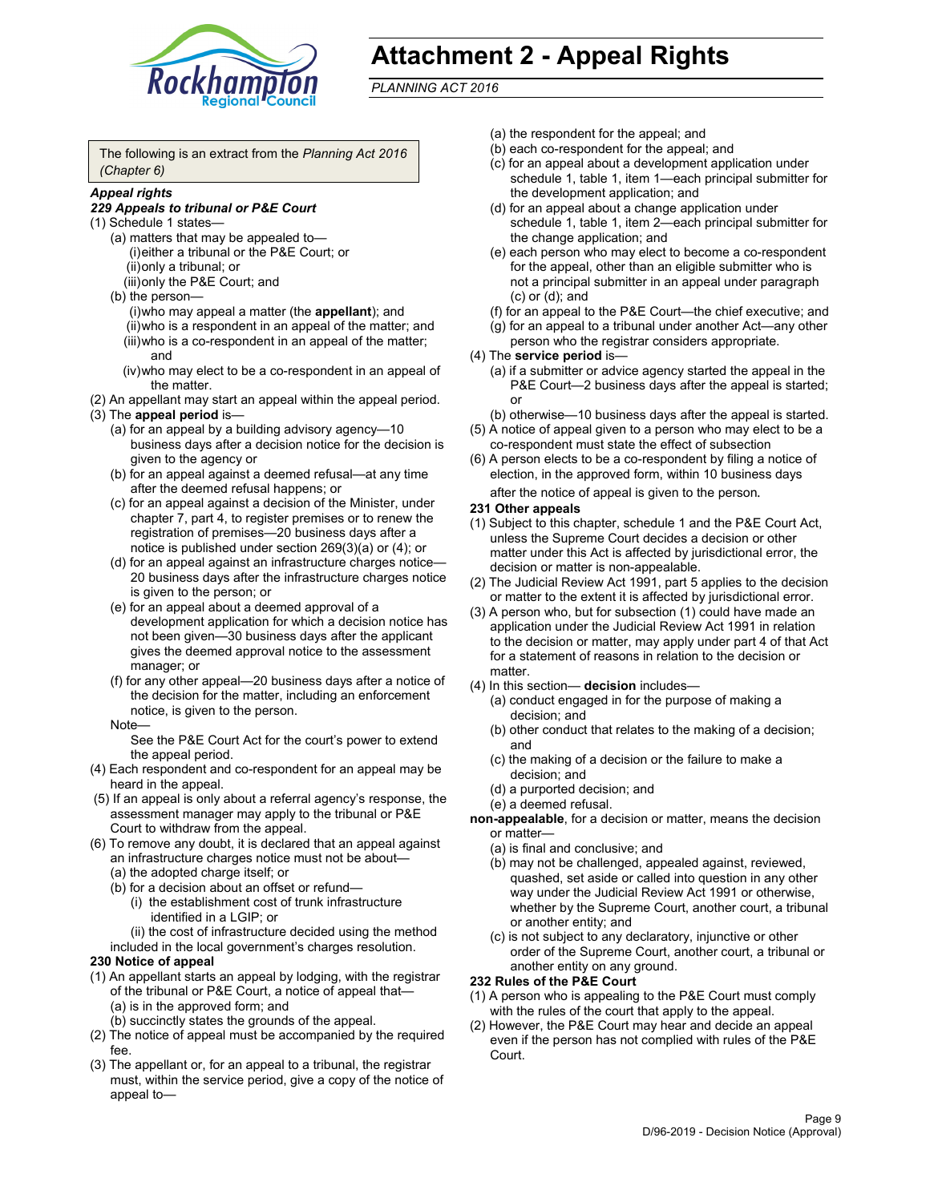# Attachment 2 - Appeal Rights

*PLANNING ACT 2016*

The following is an extract from the *Planning Act 2016 (Chapter 6)*

***Appeal rights***

***229 Appeals to tribunal or P&E Court***

(1) Schedule 1 states—

(a) matters that may be appealed to—

(i) either a tribunal or the P&E Court; or

(ii) only a tribunal; or

(iii) only the P&E Court; and

(b) the person—

(i) who may appeal a matter (the **appellant**); and

(ii) who is a respondent in an appeal of the matter; and

(iii) who is a co-respondent in an appeal of the matter; and

(iv) who may elect to be a co-respondent in an appeal of the matter.

(2) An appellant may start an appeal within the appeal period.

(3) The **appeal period** is—

(a) for an appeal by a building advisory agency—10 business days after a decision notice for the decision is given to the agency or

(b) for an appeal against a deemed refusal—at any time after the deemed refusal happens; or

(c) for an appeal against a decision of the Minister, under chapter 7, part 4, to register premises or to renew the registration of premises—20 business days after a notice is published under section 269(3)(a) or (4); or

(d) for an appeal against an infrastructure charges notice—20 business days after the infrastructure charges notice is given to the person; or

(e) for an appeal about a deemed approval of a development application for which a decision notice has not been given—30 business days after the applicant gives the deemed approval notice to the assessment manager; or

(f) for any other appeal—20 business days after a notice of the decision for the matter, including an enforcement notice, is given to the person.

Note—

See the P&E Court Act for the court's power to extend the appeal period.

(4) Each respondent and co-respondent for an appeal may be heard in the appeal.

(5) If an appeal is only about a referral agency's response, the assessment manager may apply to the tribunal or P&E Court to withdraw from the appeal.

(6) To remove any doubt, it is declared that an appeal against an infrastructure charges notice must not be about—

(a) the adopted charge itself; or

(b) for a decision about an offset or refund—

(i) the establishment cost of trunk infrastructure identified in a LGIP; or

(ii) the cost of infrastructure decided using the method included in the local government's charges resolution.

**230 Notice of appeal**

(1) An appellant starts an appeal by lodging, with the registrar of the tribunal or P&E Court, a notice of appeal that—

(a) is in the approved form; and

(b) succinctly states the grounds of the appeal.

(2) The notice of appeal must be accompanied by the required fee.

(3) The appellant or, for an appeal to a tribunal, the registrar must, within the service period, give a copy of the notice of appeal to—

(a) the respondent for the appeal; and

(b) each co-respondent for the appeal; and

(c) for an appeal about a development application under schedule 1, table 1, item 1—each principal submitter for the development application; and

(d) for an appeal about a change application under schedule 1, table 1, item 2—each principal submitter for the change application; and

(e) each person who may elect to become a co-respondent for the appeal, other than an eligible submitter who is not a principal submitter in an appeal under paragraph (c) or (d); and

(f) for an appeal to the P&E Court—the chief executive; and

(g) for an appeal to a tribunal under another Act—any other person who the registrar considers appropriate.

(4) The **service period** is—

(a) if a submitter or advice agency started the appeal in the P&E Court—2 business days after the appeal is started; or

(b) otherwise—10 business days after the appeal is started.

(5) A notice of appeal given to a person who may elect to be a co-respondent must state the effect of subsection

(6) A person elects to be a co-respondent by filing a notice of election, in the approved form, within 10 business days after the notice of appeal is given to the person.

**231 Other appeals**

(1) Subject to this chapter, schedule 1 and the P&E Court Act, unless the Supreme Court decides a decision or other matter under this Act is affected by jurisdictional error, the decision or matter is non-appealable.

(2) The Judicial Review Act 1991, part 5 applies to the decision or matter to the extent it is affected by jurisdictional error.

(3) A person who, but for subsection (1) could have made an application under the Judicial Review Act 1991 in relation to the decision or matter, may apply under part 4 of that Act for a statement of reasons in relation to the decision or matter.

(4) In this section— **decision** includes—

(a) conduct engaged in for the purpose of making a decision; and

(b) other conduct that relates to the making of a decision; and

(c) the making of a decision or the failure to make a decision; and

(d) a purported decision; and

(e) a deemed refusal.

**non-appealable**, for a decision or matter, means the decision or matter—

(a) is final and conclusive; and

(b) may not be challenged, appealed against, reviewed, quashed, set aside or called into question in any other way under the Judicial Review Act 1991 or otherwise, whether by the Supreme Court, another court, a tribunal or another entity; and

(c) is not subject to any declaratory, injunctive or other order of the Supreme Court, another court, a tribunal or another entity on any ground.

**232 Rules of the P&E Court**

(1) A person who is appealing to the P&E Court must comply with the rules of the court that apply to the appeal.

(2) However, the P&E Court may hear and decide an appeal even if the person has not complied with rules of the P&E Court.

D/96-2019 - Decision Notice (Approval)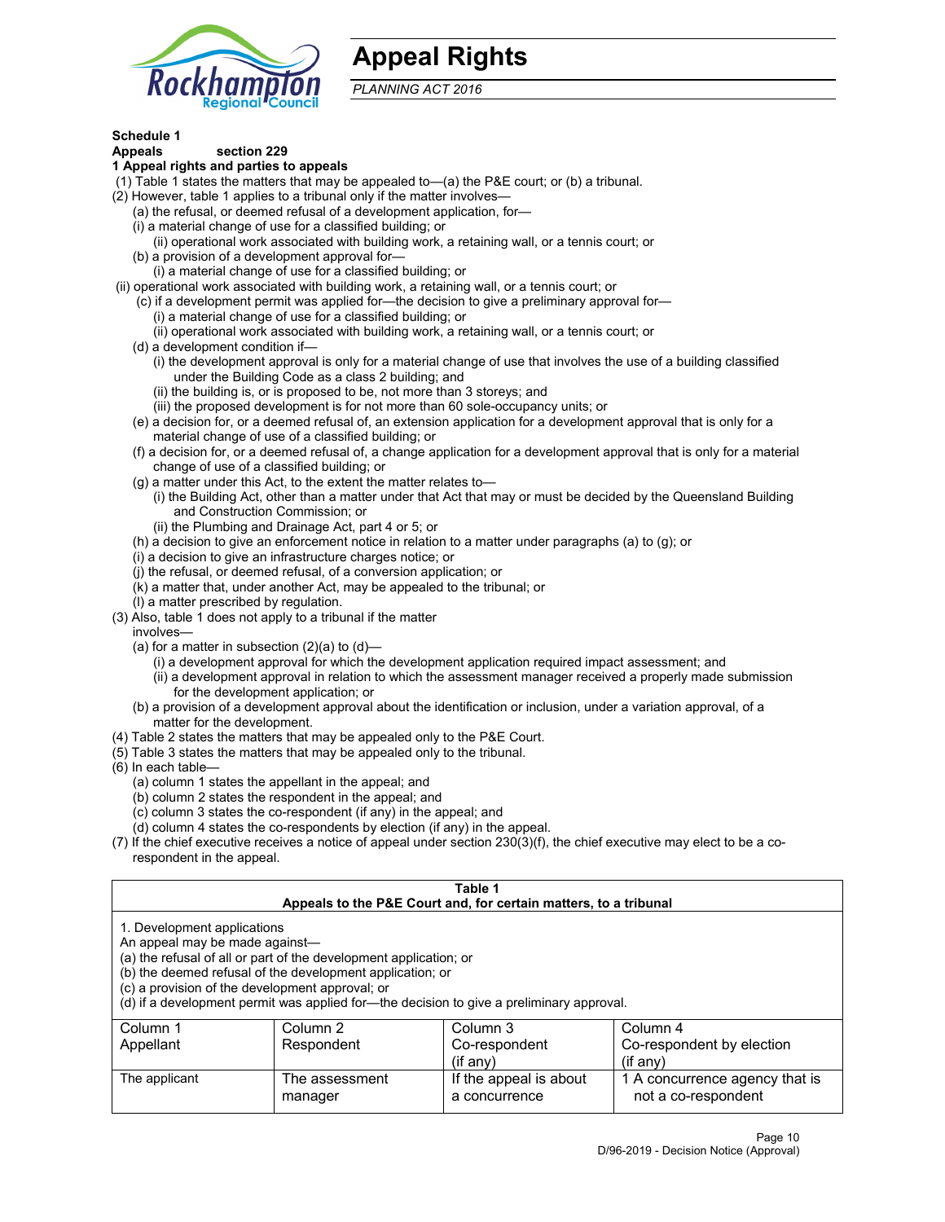# Appeal Rights

*PLANNING ACT 2016*

**Schedule 1**

**Appeals section 229**

**1 Appeal rights and parties to appeals**

(1) Table 1 states the matters that may be appealed to—(a) the P&E court; or (b) a tribunal.

(2) However, table 1 applies to a tribunal only if the matter involves—

(a) the refusal, or deemed refusal of a development application, for—

(i) a material change of use for a classified building; or

(ii) operational work associated with building work, a retaining wall, or a tennis court; or

(b) a provision of a development approval for—

(i) a material change of use for a classified building; or

(ii) operational work associated with building work, a retaining wall, or a tennis court; or

(c) if a development permit was applied for—the decision to give a preliminary approval for—

(i) a material change of use for a classified building; or

(ii) operational work associated with building work, a retaining wall, or a tennis court; or

(d) a development condition if—

(i) the development approval is only for a material change of use that involves the use of a building classified under the Building Code as a class 2 building; and

(ii) the building is, or is proposed to be, not more than 3 storeys; and

(iii) the proposed development is for not more than 60 sole-occupancy units; or

(e) a decision for, or a deemed refusal of, an extension application for a development approval that is only for a material change of use of a classified building; or

(f) a decision for, or a deemed refusal of, a change application for a development approval that is only for a material change of use of a classified building; or

(g) a matter under this Act, to the extent the matter relates to—

(i) the Building Act, other than a matter under that Act that may or must be decided by the Queensland Building and Construction Commission; or

(ii) the Plumbing and Drainage Act, part 4 or 5; or

(h) a decision to give an enforcement notice in relation to a matter under paragraphs (a) to (g); or

(i) a decision to give an infrastructure charges notice; or

(j) the refusal, or deemed refusal, of a conversion application; or

(k) a matter that, under another Act, may be appealed to the tribunal; or

(l) a matter prescribed by regulation.

(3) Also, table 1 does not apply to a tribunal if the matter involves—

(a) for a matter in subsection (2)(a) to (d)—

(i) a development approval for which the development application required impact assessment; and

(ii) a development approval in relation to which the assessment manager received a properly made submission for the development application; or

(b) a provision of a development approval about the identification or inclusion, under a variation approval, of a matter for the development.

(4) Table 2 states the matters that may be appealed only to the P&E Court.

(5) Table 3 states the matters that may be appealed only to the tribunal.

(6) In each table—

(a) column 1 states the appellant in the appeal; and

(b) column 2 states the respondent in the appeal; and

(c) column 3 states the co-respondent (if any) in the appeal; and

(d) column 4 states the co-respondents by election (if any) in the appeal.

(7) If the chief executive receives a notice of appeal under section 230(3)(f), the chief executive may elect to be a co-respondent in the appeal.

**Table 1**
**Appeals to the P&E Court and, for certain matters, to a tribunal**

1. Development applications

An appeal may be made against—

(a) the refusal of all or part of the development application; or

(b) the deemed refusal of the development application; or

(c) a provision of the development approval; or

(d) if a development permit was applied for—the decision to give a preliminary approval.

| Column 1<br>Appellant | Column 2<br>Respondent | Column 3<br>Co-respondent<br>(if any) | Column 4<br>Co-respondent by election<br>(if any) |
|---|---|---|---|
| The applicant | The assessment manager | If the appeal is about a concurrence | 1 A concurrence agency that is not a co-respondent |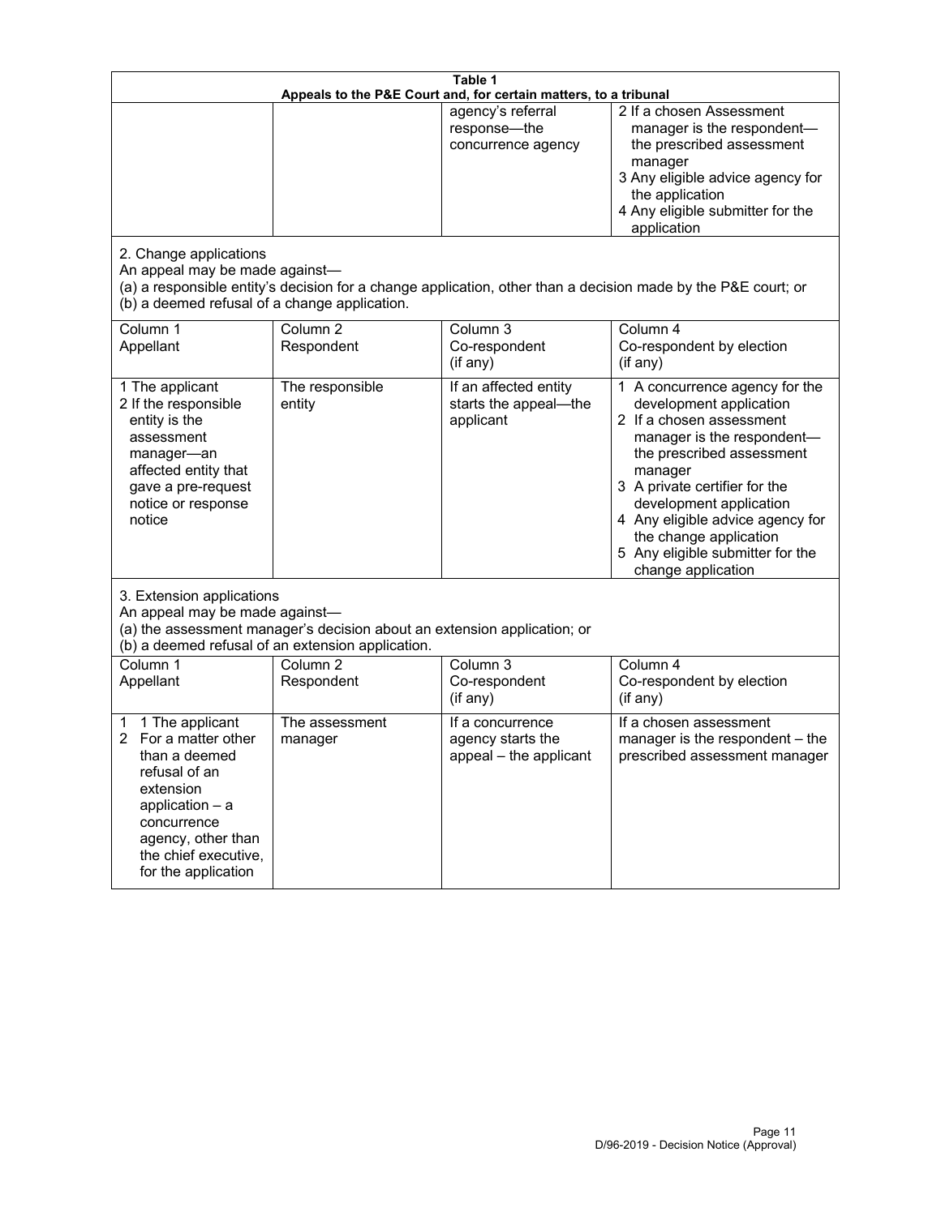**Table 1**
**Appeals to the P&E Court and, for certain matters, to a tribunal**

| | | | |
|---|---|---|---|
| | | agency's referral response—the concurrence agency | 2 If a chosen Assessment manager is the respondent—the prescribed assessment manager<br>3 Any eligible advice agency for the application<br>4 Any eligible submitter for the application |

2. Change applications
An appeal may be made against—
(a) a responsible entity's decision for a change application, other than a decision made by the P&E court; or
(b) a deemed refusal of a change application.

| Column 1<br>Appellant | Column 2<br>Respondent | Column 3<br>Co-respondent<br>(if any) | Column 4<br>Co-respondent by election<br>(if any) |
|---|---|---|---|
| 1 The applicant<br>2 If the responsible entity is the assessment manager—an affected entity that gave a pre-request notice or response notice | The responsible entity | If an affected entity starts the appeal—the applicant | 1 A concurrence agency for the development application<br>2 If a chosen assessment manager is the respondent—the prescribed assessment manager<br>3 A private certifier for the development application<br>4 Any eligible advice agency for the change application<br>5 Any eligible submitter for the change application |

3. Extension applications
An appeal may be made against—
(a) the assessment manager's decision about an extension application; or
(b) a deemed refusal of an extension application.

| Column 1<br>Appellant | Column 2<br>Respondent | Column 3<br>Co-respondent<br>(if any) | Column 4<br>Co-respondent by election<br>(if any) |
|---|---|---|---|
| 1 The applicant<br>2 For a matter other than a deemed refusal of an extension application – a concurrence agency, other than the chief executive, for the application | The assessment manager | If a concurrence agency starts the appeal – the applicant | If a chosen assessment manager is the respondent – the prescribed assessment manager |

D/96-2019 - Decision Notice (Approval)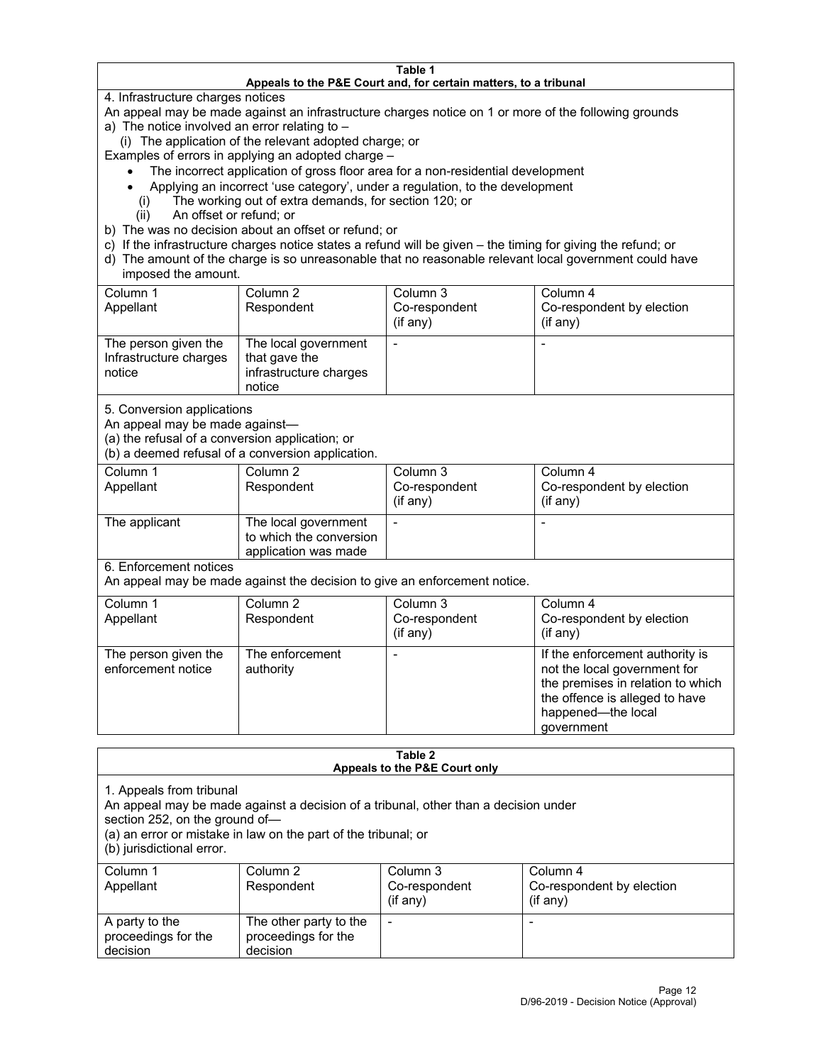**Table 1**
**Appeals to the P&E Court and, for certain matters, to a tribunal**

4. Infrastructure charges notices

An appeal may be made against an infrastructure charges notice on 1 or more of the following grounds

a) The notice involved an error relating to –

(i) The application of the relevant adopted charge; or

Examples of errors in applying an adopted charge –

- The incorrect application of gross floor area for a non-residential development
- Applying an incorrect 'use category', under a regulation, to the development

(i) The working out of extra demands, for section 120; or

(ii) An offset or refund; or

b) The was no decision about an offset or refund; or

c) If the infrastructure charges notice states a refund will be given – the timing for giving the refund; or

d) The amount of the charge is so unreasonable that no reasonable relevant local government could have imposed the amount.

| Column 1 Appellant | Column 2 Respondent | Column 3 Co-respondent (if any) | Column 4 Co-respondent by election (if any) |
|---|---|---|---|
| The person given the Infrastructure charges notice | The local government that gave the infrastructure charges notice | - | - |

5. Conversion applications

An appeal may be made against—

(a) the refusal of a conversion application; or

(b) a deemed refusal of a conversion application.

| Column 1 Appellant | Column 2 Respondent | Column 3 Co-respondent (if any) | Column 4 Co-respondent by election (if any) |
|---|---|---|---|
| The applicant | The local government to which the conversion application was made | - | - |

6. Enforcement notices

An appeal may be made against the decision to give an enforcement notice.

| Column 1 Appellant | Column 2 Respondent | Column 3 Co-respondent (if any) | Column 4 Co-respondent by election (if any) |
|---|---|---|---|
| The person given the enforcement notice | The enforcement authority | - | If the enforcement authority is not the local government for the premises in relation to which the offence is alleged to have happened—the local government |

**Table 2**
**Appeals to the P&E Court only**

1. Appeals from tribunal

An appeal may be made against a decision of a tribunal, other than a decision under section 252, on the ground of—

(a) an error or mistake in law on the part of the tribunal; or

(b) jurisdictional error.

| Column 1 Appellant | Column 2 Respondent | Column 3 Co-respondent (if any) | Column 4 Co-respondent by election (if any) |
|---|---|---|---|
| A party to the proceedings for the decision | The other party to the proceedings for the decision | - | - |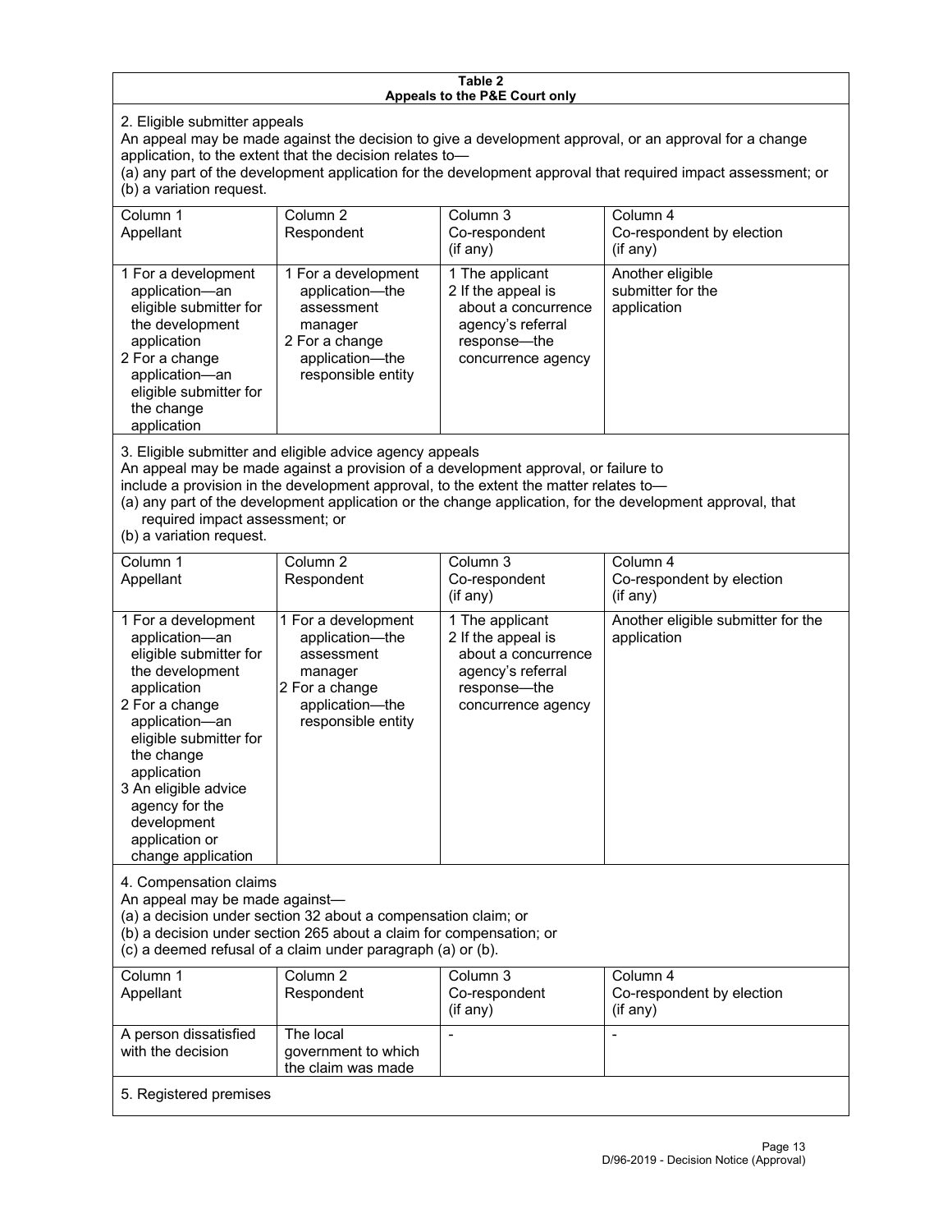**Table 2**
**Appeals to the P&E Court only**

2. Eligible submitter appeals

An appeal may be made against the decision to give a development approval, or an approval for a change application, to the extent that the decision relates to—

(a) any part of the development application for the development approval that required impact assessment; or

(b) a variation request.

| Column 1<br>Appellant | Column 2<br>Respondent | Column 3<br>Co-respondent<br>(if any) | Column 4<br>Co-respondent by election<br>(if any) |
|---|---|---|---|
| 1 For a development application—an eligible submitter for the development application<br>2 For a change application—an eligible submitter for the change application | 1 For a development application—the assessment manager<br>2 For a change application—the responsible entity | 1 The applicant<br>2 If the appeal is about a concurrence agency's referral response—the concurrence agency | Another eligible submitter for the application |

3. Eligible submitter and eligible advice agency appeals

An appeal may be made against a provision of a development approval, or failure to include a provision in the development approval, to the extent the matter relates to—

(a) any part of the development application or the change application, for the development approval, that required impact assessment; or

(b) a variation request.

| Column 1<br>Appellant | Column 2<br>Respondent | Column 3<br>Co-respondent<br>(if any) | Column 4<br>Co-respondent by election<br>(if any) |
|---|---|---|---|
| 1 For a development application—an eligible submitter for the development application<br>2 For a change application—an eligible submitter for the change application<br>3 An eligible advice agency for the development application or change application | 1 For a development application—the assessment manager<br>2 For a change application—the responsible entity | 1 The applicant<br>2 If the appeal is about a concurrence agency's referral response—the concurrence agency | Another eligible submitter for the application |

4. Compensation claims

An appeal may be made against—

(a) a decision under section 32 about a compensation claim; or

(b) a decision under section 265 about a claim for compensation; or

(c) a deemed refusal of a claim under paragraph (a) or (b).

| Column 1<br>Appellant | Column 2<br>Respondent | Column 3<br>Co-respondent<br>(if any) | Column 4<br>Co-respondent by election<br>(if any) |
|---|---|---|---|
| A person dissatisfied with the decision | The local government to which the claim was made | - | - |

5. Registered premises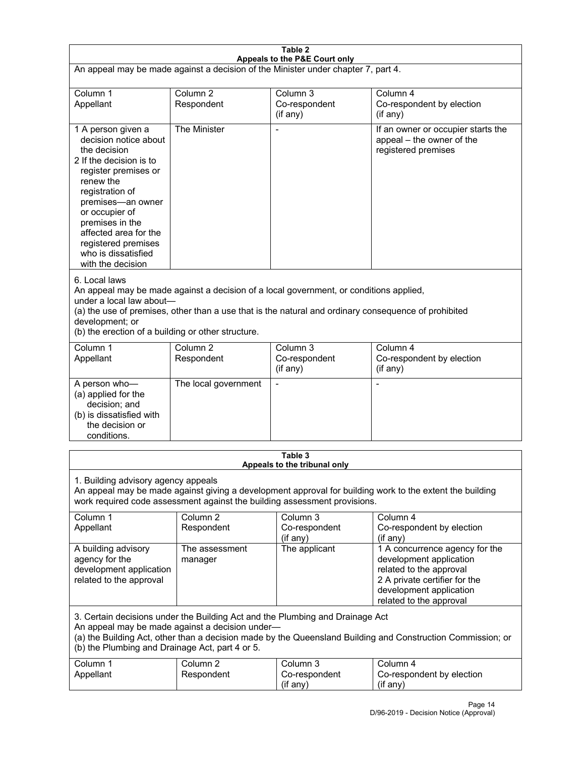**Table 2**
**Appeals to the P&E Court only**

An appeal may be made against a decision of the Minister under chapter 7, part 4.

| Column 1 Appellant | Column 2 Respondent | Column 3 Co-respondent (if any) | Column 4 Co-respondent by election (if any) |
|---|---|---|---|
| 1 A person given a decision notice about the decision<br>2 If the decision is to register premises or renew the registration of premises—an owner or occupier of premises in the affected area for the registered premises who is dissatisfied with the decision | The Minister | - | If an owner or occupier starts the appeal – the owner of the registered premises |

6. Local laws
An appeal may be made against a decision of a local government, or conditions applied, under a local law about—
(a) the use of premises, other than a use that is the natural and ordinary consequence of prohibited development; or
(b) the erection of a building or other structure.

| Column 1 Appellant | Column 2 Respondent | Column 3 Co-respondent (if any) | Column 4 Co-respondent by election (if any) |
|---|---|---|---|
| A person who—<br>(a) applied for the decision; and<br>(b) is dissatisfied with the decision or conditions. | The local government | - | - |

**Table 3**
**Appeals to the tribunal only**

1. Building advisory agency appeals
An appeal may be made against giving a development approval for building work to the extent the building work required code assessment against the building assessment provisions.

| Column 1 Appellant | Column 2 Respondent | Column 3 Co-respondent (if any) | Column 4 Co-respondent by election (if any) |
|---|---|---|---|
| A building advisory agency for the development application related to the approval | The assessment manager | The applicant | 1 A concurrence agency for the development application related to the approval<br>2 A private certifier for the development application related to the approval |

3. Certain decisions under the Building Act and the Plumbing and Drainage Act
An appeal may be made against a decision under—
(a) the Building Act, other than a decision made by the Queensland Building and Construction Commission; or
(b) the Plumbing and Drainage Act, part 4 or 5.

| Column 1 Appellant | Column 2 Respondent | Column 3 Co-respondent (if any) | Column 4 Co-respondent by election (if any) |
|---|---|---|---|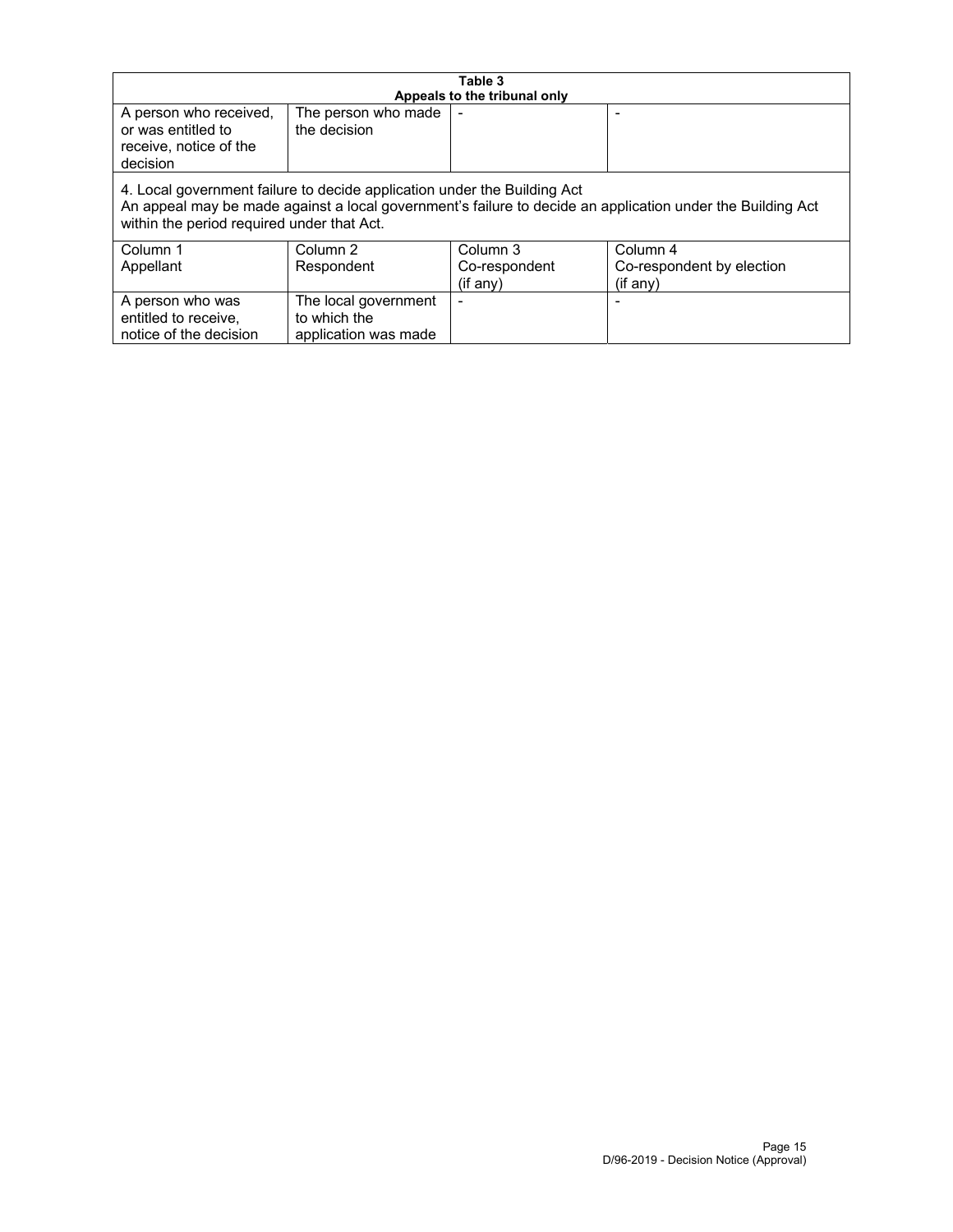**Table 3**
**Appeals to the tribunal only**

| | | | |
|---|---|---|---|
| A person who received, or was entitled to receive, notice of the decision | The person who made the decision | - | - |

4. Local government failure to decide application under the Building Act
An appeal may be made against a local government's failure to decide an application under the Building Act within the period required under that Act.

| Column 1<br>Appellant | Column 2<br>Respondent | Column 3<br>Co-respondent<br>(if any) | Column 4<br>Co-respondent by election<br>(if any) |
|---|---|---|---|
| A person who was entitled to receive, notice of the decision | The local government to which the application was made | - | - |

D/96-2019 - Decision Notice (Approval)